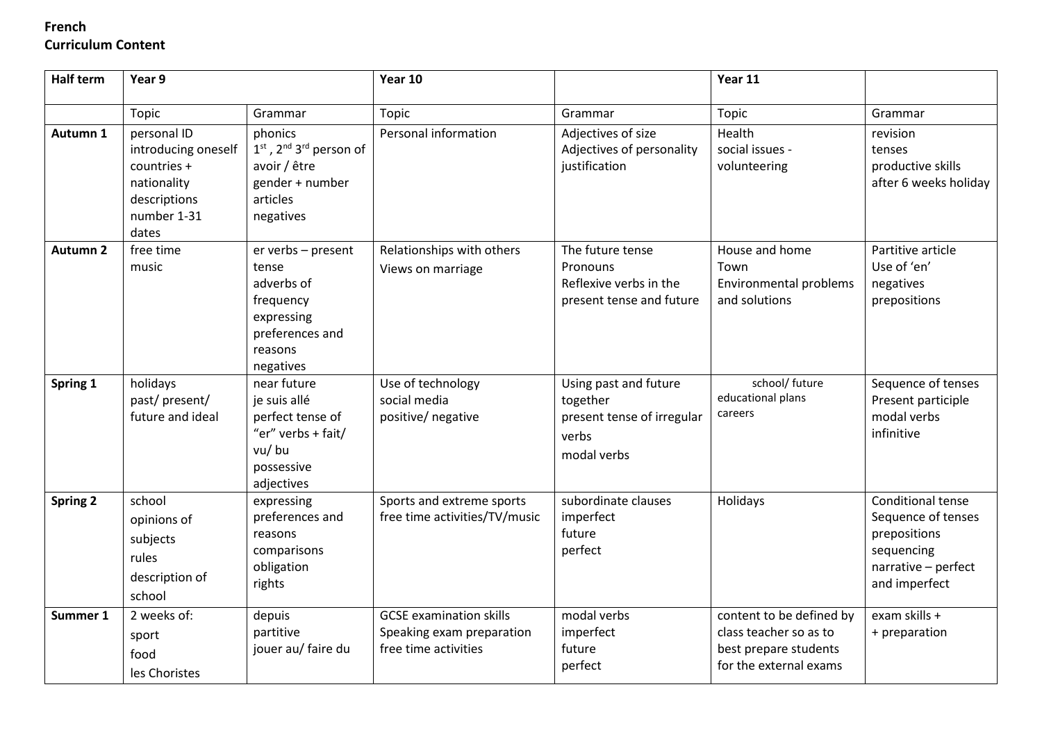**French**
**Curriculum Content**

| Half term | Year 9 | | Year 10 | | Year 11 | |
|---|---|---|---|---|---|---|
| | Topic | Grammar | Topic | Grammar | Topic | Grammar |
| **Autumn 1** | personal ID<br>introducing oneself<br>countries + nationality<br>descriptions<br>number 1-31<br>dates | phonics<br>1st , 2nd 3rd person of avoir / être<br>gender + number<br>articles<br>negatives | Personal information | Adjectives of size<br>Adjectives of personality<br>justification | Health<br>social issues - volunteering | revision<br>tenses<br>productive skills after 6 weeks holiday |
| **Autumn 2** | free time<br>music | er verbs – present tense<br>adverbs of frequency<br>expressing preferences and reasons<br>negatives | Relationships with others<br>Views on marriage | The future tense<br>Pronouns<br>Reflexive verbs in the present tense and future | House and home<br>Town<br>Environmental problems and solutions | Partitive article<br>Use of 'en'<br>negatives<br>prepositions |
| **Spring 1** | holidays<br>past/ present/ future and ideal | near future<br>je suis allé<br>perfect tense of "er" verbs + fait/ vu/ bu<br>possessive adjectives | Use of technology<br>social media<br>positive/ negative | Using past and future together<br>present tense of irregular verbs<br>modal verbs | school/ future educational plans<br>careers | Sequence of tenses<br>Present participle<br>modal verbs<br>infinitive |
| **Spring 2** | school<br>opinions of subjects<br>rules<br>description of school | expressing preferences and reasons<br>comparisons<br>obligation<br>rights | Sports and extreme sports<br>free time activities/TV/music | subordinate clauses<br>imperfect<br>future<br>perfect | Holidays | Conditional tense<br>Sequence of tenses<br>prepositions<br>sequencing<br>narrative – perfect and imperfect |
| **Summer 1** | 2 weeks of:<br>sport<br>food<br>les Choristes | depuis<br>partitive<br>jouer au/ faire du | GCSE examination skills<br>Speaking exam preparation<br>free time activities | modal verbs<br>imperfect<br>future<br>perfect | content to be defined by class teacher so as to best prepare students for the external exams | exam skills +<br>+ preparation |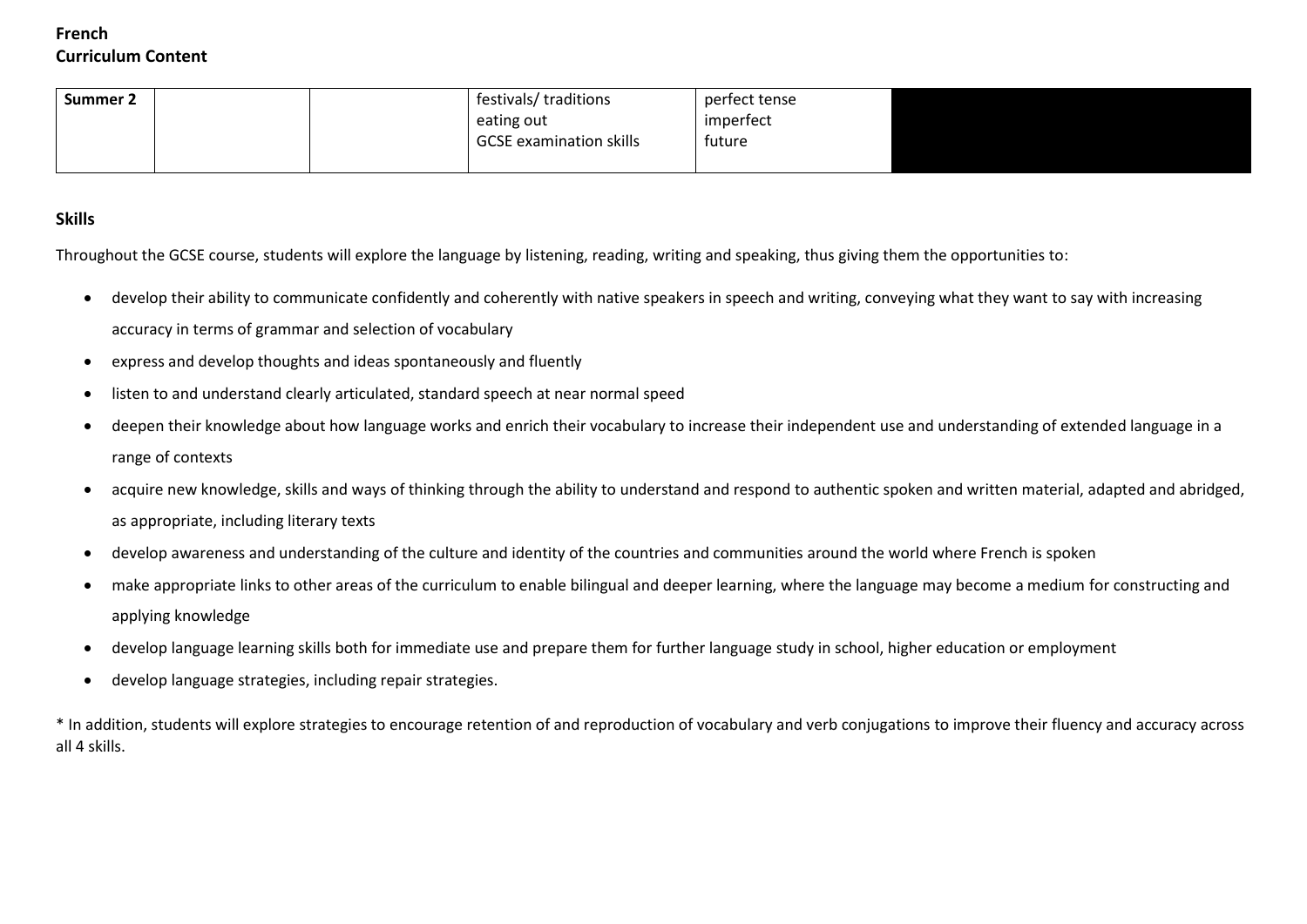**French**
**Curriculum Content**

| Summer 2 | | | festivals/ traditions<br>eating out<br>GCSE examination skills | perfect tense<br>imperfect<br>future | |
|---|---|---|---|---|---|

**Skills**

Throughout the GCSE course, students will explore the language by listening, reading, writing and speaking, thus giving them the opportunities to:

- develop their ability to communicate confidently and coherently with native speakers in speech and writing, conveying what they want to say with increasing accuracy in terms of grammar and selection of vocabulary
- express and develop thoughts and ideas spontaneously and fluently
- listen to and understand clearly articulated, standard speech at near normal speed
- deepen their knowledge about how language works and enrich their vocabulary to increase their independent use and understanding of extended language in a range of contexts
- acquire new knowledge, skills and ways of thinking through the ability to understand and respond to authentic spoken and written material, adapted and abridged, as appropriate, including literary texts
- develop awareness and understanding of the culture and identity of the countries and communities around the world where French is spoken
- make appropriate links to other areas of the curriculum to enable bilingual and deeper learning, where the language may become a medium for constructing and applying knowledge
- develop language learning skills both for immediate use and prepare them for further language study in school, higher education or employment
- develop language strategies, including repair strategies.

* In addition, students will explore strategies to encourage retention of and reproduction of vocabulary and verb conjugations to improve their fluency and accuracy across all 4 skills.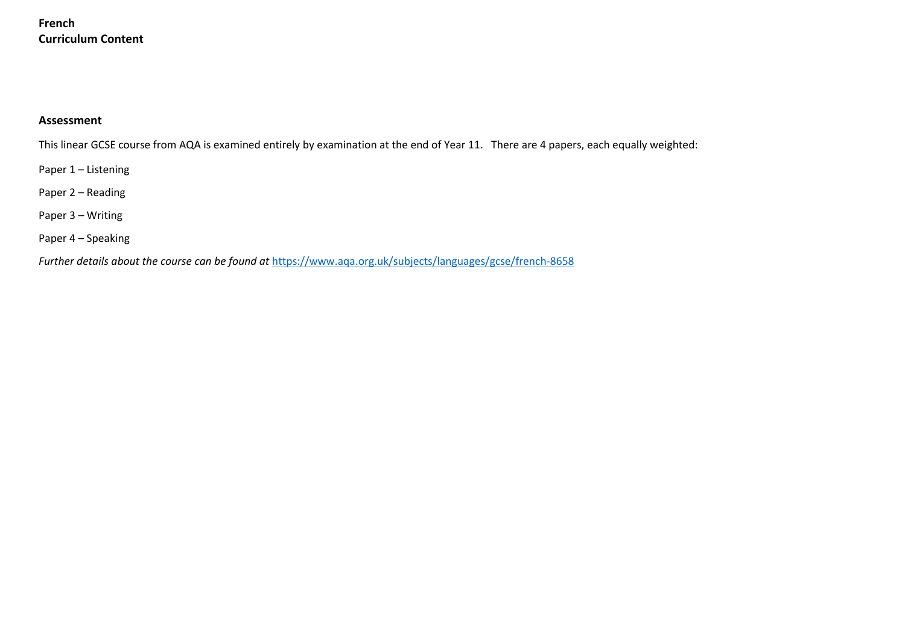**French**
**Curriculum Content**

## Assessment

This linear GCSE course from AQA is examined entirely by examination at the end of Year 11. There are 4 papers, each equally weighted:

Paper 1 – Listening

Paper 2 – Reading

Paper 3 – Writing

Paper 4 – Speaking

*Further details about the course can be found at* [https://www.aqa.org.uk/subjects/languages/gcse/french-8658](https://www.aqa.org.uk/subjects/languages/gcse/french-8658)